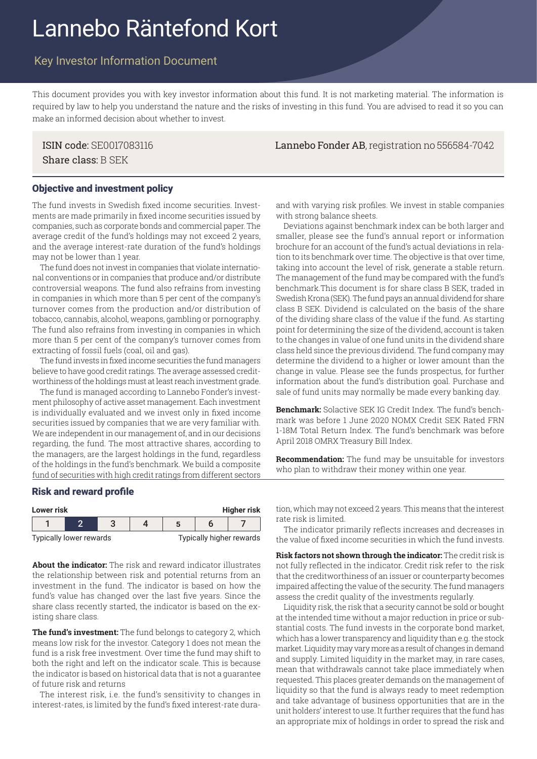#  Lannebo Räntefond Kort

## Key Investor Information Document

This document provides you with key investor information about this fund. It is not marketing material. The information is required by law to help you understand the nature and the risks of investing in this fund. You are advised to read it so you can make an informed decision about whether to invest.

ISIN code: SE0017083116
Share class: B SEK

Lannebo Fonder AB, registration no 556584-7042

### Objective and investment policy

The fund invests in Swedish fixed income securities. Investments are made primarily in fixed income securities issued by companies, such as corporate bonds and commercial paper. The average credit of the fund's holdings may not exceed 2 years, and the average interest-rate duration of the fund's holdings may not be lower than 1 year.

The fund does not invest in companies that violate international conventions or in companies that produce and/or distribute controversial weapons. The fund also refrains from investing in companies in which more than 5 per cent of the company's turnover comes from the production and/or distribution of tobacco, cannabis, alcohol, weapons, gambling or pornography. The fund also refrains from investing in companies in which more than 5 per cent of the company's turnover comes from extracting of fossil fuels (coal, oil and gas).

The fund invests in fixed income securities the fund managers believe to have good credit ratings. The average assessed creditworthiness of the holdings must at least reach investment grade.

The fund is managed according to Lannebo Fonder's investment philosophy of active asset management. Each investment is individually evaluated and we invest only in fixed income securities issued by companies that we are very familiar with. We are independent in our management of, and in our decisions regarding, the fund. The most attractive shares, according to the managers, are the largest holdings in the fund, regardless of the holdings in the fund's benchmark. We build a composite fund of securities with high credit ratings from different sectors and with varying risk profiles. We invest in stable companies with strong balance sheets.

Deviations against benchmark index can be both larger and smaller, please see the fund's annual report or information brochure for an account of the fund's actual deviations in relation to its benchmark over time. The objective is that over time, taking into account the level of risk, generate a stable return. The management of the fund may be compared with the fund's benchmark.This document is for share class B SEK, traded in Swedish Krona (SEK). The fund pays an annual dividend for share class B SEK. Dividend is calculated on the basis of the share of the dividing share class of the value if the fund. As starting point for determining the size of the dividend, account is taken to the changes in value of one fund units in the dividend share class held since the previous dividend. The fund company may determine the dividend to a higher or lower amount than the change in value. Please see the funds prospectus, for further information about the fund's distribution goal. Purchase and sale of fund units may normally be made every banking day.

**Benchmark:** Solactive SEK IG Credit Index. The fund's benchmark was before 1 June 2020 NOMX Credit SEK Rated FRN 1-18M Total Return Index. The fund's benchmark was before April 2018 OMRX Treasury Bill Index.

**Recommendation:** The fund may be unsuitable for investors who plan to withdraw their money within one year.

### Risk and reward profile

| Lower risk | | | | | | Higher risk |
|---|---|---|---|---|---|---|
| 1 | **2** | 3 | 4 | 5 | 6 | 7 |
| Typically lower rewards | | | | | | Typically higher rewards |

**About the indicator:** The risk and reward indicator illustrates the relationship between risk and potential returns from an investment in the fund. The indicator is based on how the fund's value has changed over the last five years. Since the share class recently started, the indicator is based on the existing share class.

**The fund's investment:** The fund belongs to category 2, which means low risk for the investor. Category 1 does not mean the fund is a risk free investment. Over time the fund may shift to both the right and left on the indicator scale. This is because the indicator is based on historical data that is not a guarantee of future risk and returns

The interest risk, i.e. the fund's sensitivity to changes in interest-rates, is limited by the fund's fixed interest-rate duration, which may not exceed 2 years. This means that the interest rate risk is limited.

The indicator primarily reflects increases and decreases in the value of fixed income securities in which the fund invests.

**Risk factors not shown through the indicator:** The credit risk is not fully reflected in the indicator. Credit risk refer to the risk that the creditworthiness of an issuer or counterparty becomes impaired affecting the value of the security. The fund managers assess the credit quality of the investments regularly.

Liquidity risk, the risk that a security cannot be sold or bought at the intended time without a major reduction in price or substantial costs. The fund invests in the corporate bond market, which has a lower transparency and liquidity than e.g. the stock market. Liquidity may vary more as a result of changes in demand and supply. Limited liquidity in the market may, in rare cases, mean that withdrawals cannot take place immediately when requested. This places greater demands on the management of liquidity so that the fund is always ready to meet redemption and take advantage of business opportunities that are in the unit holders' interest to use. It further requires that the fund has an appropriate mix of holdings in order to spread the risk and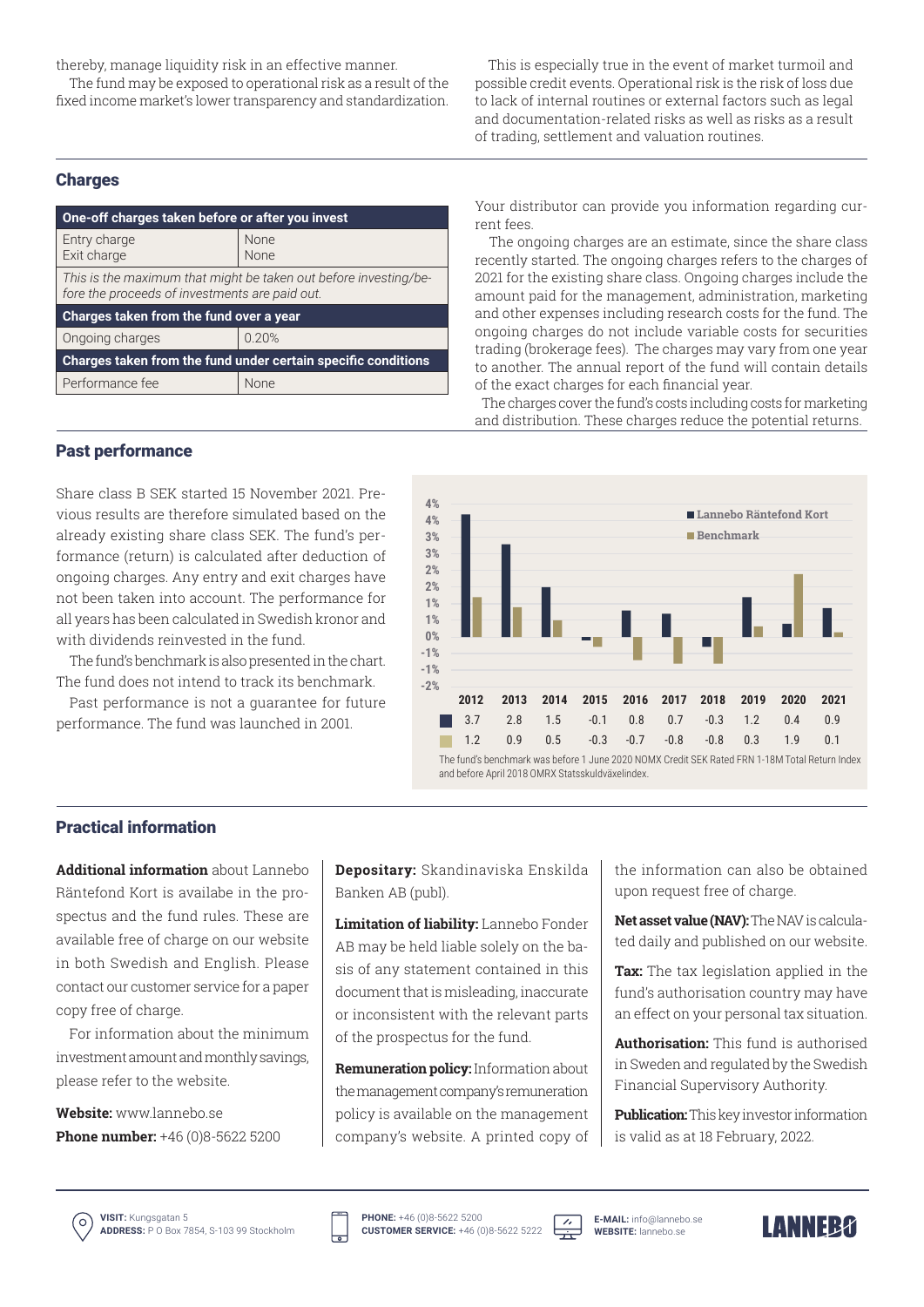thereby, manage liquidity risk in an effective manner.

The fund may be exposed to operational risk as a result of the fixed income market's lower transparency and standardization. This is especially true in the event of market turmoil and possible credit events. Operational risk is the risk of loss due to lack of internal routines or external factors such as legal and documentation-related risks as well as risks as a result of trading, settlement and valuation routines.

## Charges

| One-off charges taken before or after you invest | |
|---|---|
| Entry charge<br>Exit charge | None<br>None |
| *This is the maximum that might be taken out before investing/before the proceeds of investments are paid out.* | |
| **Charges taken from the fund over a year** | |
| Ongoing charges | 0.20% |
| **Charges taken from the fund under certain specific conditions** | |
| Performance fee | None |

Your distributor can provide you information regarding current fees.

The ongoing charges are an estimate, since the share class recently started. The ongoing charges refers to the charges of 2021 for the existing share class. Ongoing charges include the amount paid for the management, administration, marketing and other expenses including research costs for the fund. The ongoing charges do not include variable costs for securities trading (brokerage fees). The charges may vary from one year to another. The annual report of the fund will contain details of the exact charges for each financial year.

The charges cover the fund's costs including costs for marketing and distribution. These charges reduce the potential returns.

## Past performance

Share class B SEK started 15 November 2021. Previous results are therefore simulated based on the already existing share class SEK. The fund's performance (return) is calculated after deduction of ongoing charges. Any entry and exit charges have not been taken into account. The performance for all years has been calculated in Swedish kronor and with dividends reinvested in the fund.

The fund's benchmark is also presented in the chart. The fund does not intend to track its benchmark.

Past performance is not a guarantee for future performance. The fund was launched in 2001.

Lannebo Räntefond Kort
Benchmark

4% 4% 3% 3% 2% 2% 1% 1% 0% -1% -1% -2%

2012 2013 2014 2015 2016 2017 2018 2019 2020 2021
3.7 2.8 1.5 -0.1 0.8 0.7 -0.3 1.2 0.4 0.9
1.2 0.9 0.5 -0.3 -0.7 -0.8 -0.8 0.3 1.9 0.1

The fund's benchmark was before 1 June 2020 NOMX Credit SEK Rated FRN 1-18M Total Return Index and before April 2018 OMRX Statsskuldväxelindex.

## Practical information

**Additional information** about Lannebo Räntefond Kort is availabe in the prospectus and the fund rules. These are available free of charge on our website in both Swedish and English. Please contact our customer service for a paper copy free of charge.

For information about the minimum investment amount and monthly savings, please refer to the website.

**Website:** www.lannebo.se
**Phone number:** +46 (0)8-5622 5200

**Depositary:** Skandinaviska Enskilda Banken AB (publ).

**Limitation of liability:** Lannebo Fonder AB may be held liable solely on the basis of any statement contained in this document that is misleading, inaccurate or inconsistent with the relevant parts of the prospectus for the fund.

**Remuneration policy:** Information about the management company's remuneration policy is available on the management company's website. A printed copy of the information can also be obtained upon request free of charge.

**Net asset value (NAV):** The NAV is calculated daily and published on our website.

**Tax:** The tax legislation applied in the fund's authorisation country may have an effect on your personal tax situation.

**Authorisation:** This fund is authorised in Sweden and regulated by the Swedish Financial Supervisory Authority.

**Publication:** This key investor information is valid as at 18 February, 2022.

**VISIT:** Kungsgatan 5
**ADDRESS:** P O Box 7854, S-103 99 Stockholm
**PHONE:** +46 (0)8-5622 5200
**CUSTOMER SERVICE:** +46 (0)8-5622 5222
**E-MAIL:** info@lannebo.se
**WEBSITE:** lannebo.se

LANNEBO